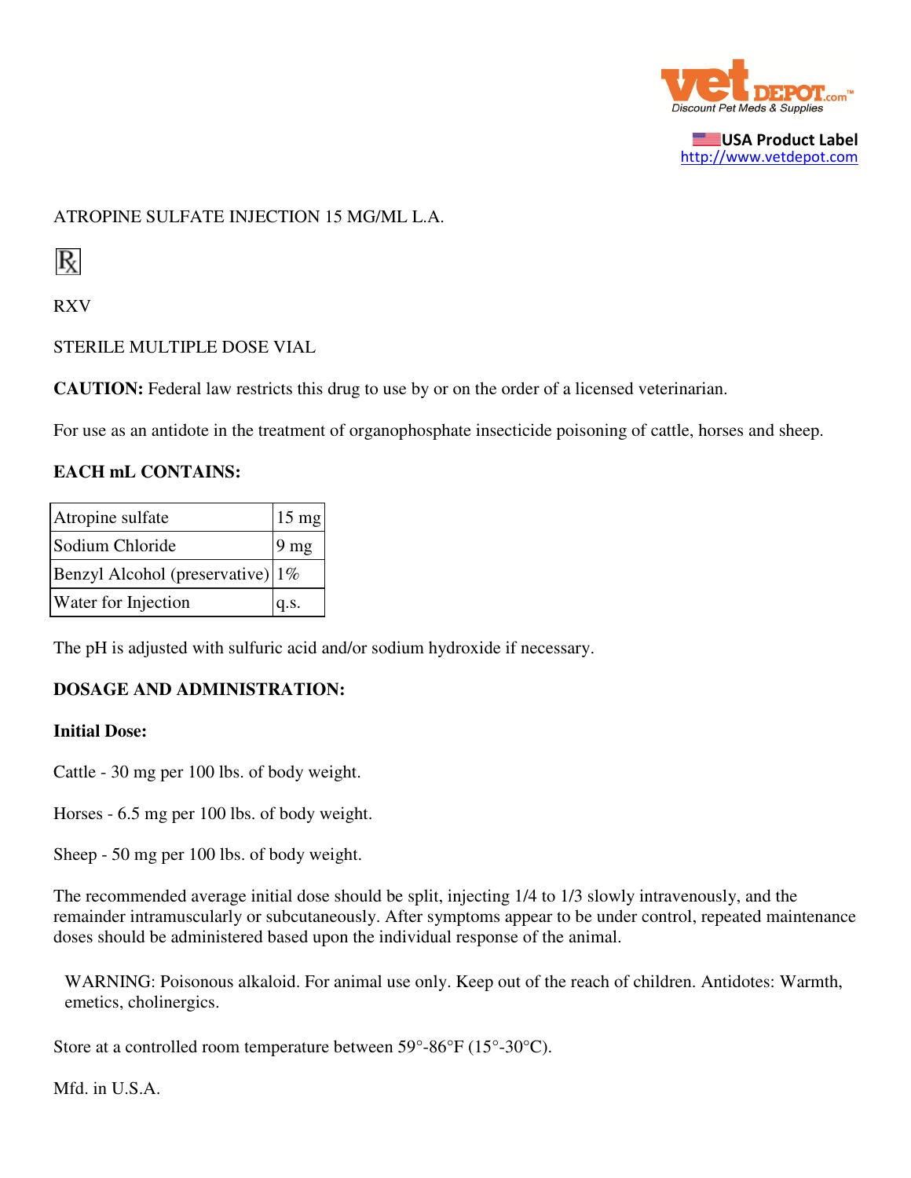ATROPINE SULFATE INJECTION 15 MG/ML L.A.

℞

RXV

STERILE MULTIPLE DOSE VIAL

**CAUTION:** Federal law restricts this drug to use by or on the order of a licensed veterinarian.

For use as an antidote in the treatment of organophosphate insecticide poisoning of cattle, horses and sheep.

**EACH mL CONTAINS:**

| Atropine sulfate | 15 mg |
|---|---|
| Sodium Chloride | 9 mg |
| Benzyl Alcohol (preservative) | 1% |
| Water for Injection | q.s. |

The pH is adjusted with sulfuric acid and/or sodium hydroxide if necessary.

**DOSAGE AND ADMINISTRATION:**

**Initial Dose:**

Cattle - 30 mg per 100 lbs. of body weight.

Horses - 6.5 mg per 100 lbs. of body weight.

Sheep - 50 mg per 100 lbs. of body weight.

The recommended average initial dose should be split, injecting 1/4 to 1/3 slowly intravenously, and the remainder intramuscularly or subcutaneously. After symptoms appear to be under control, repeated maintenance doses should be administered based upon the individual response of the animal.

WARNING: Poisonous alkaloid. For animal use only. Keep out of the reach of children. Antidotes: Warmth, emetics, cholinergics.

Store at a controlled room temperature between 59°-86°F (15°-30°C).

Mfd. in U.S.A.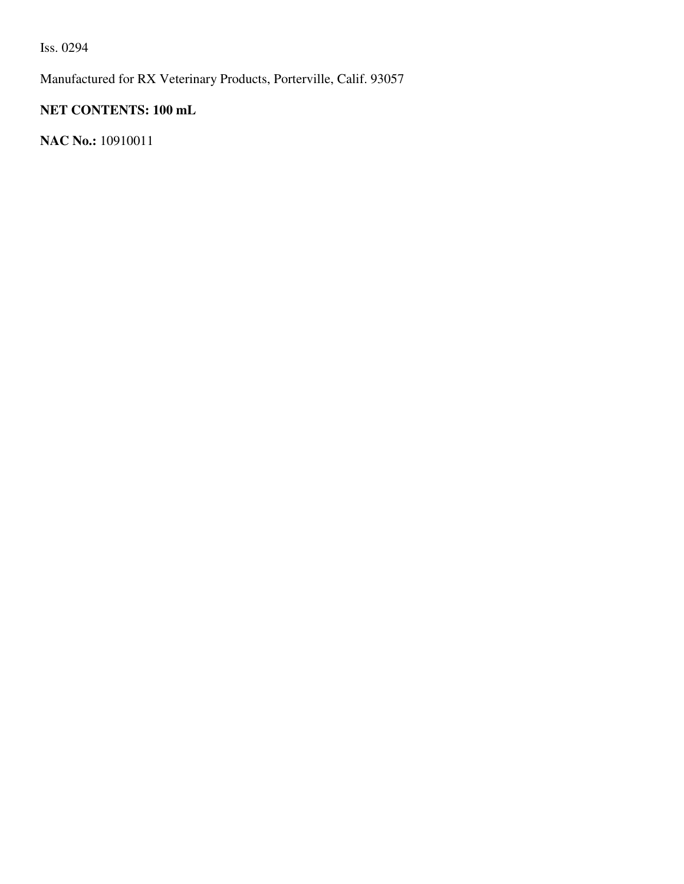Iss. 0294

Manufactured for RX Veterinary Products, Porterville, Calif. 93057

**NET CONTENTS: 100 mL**

**NAC No.:** 10910011